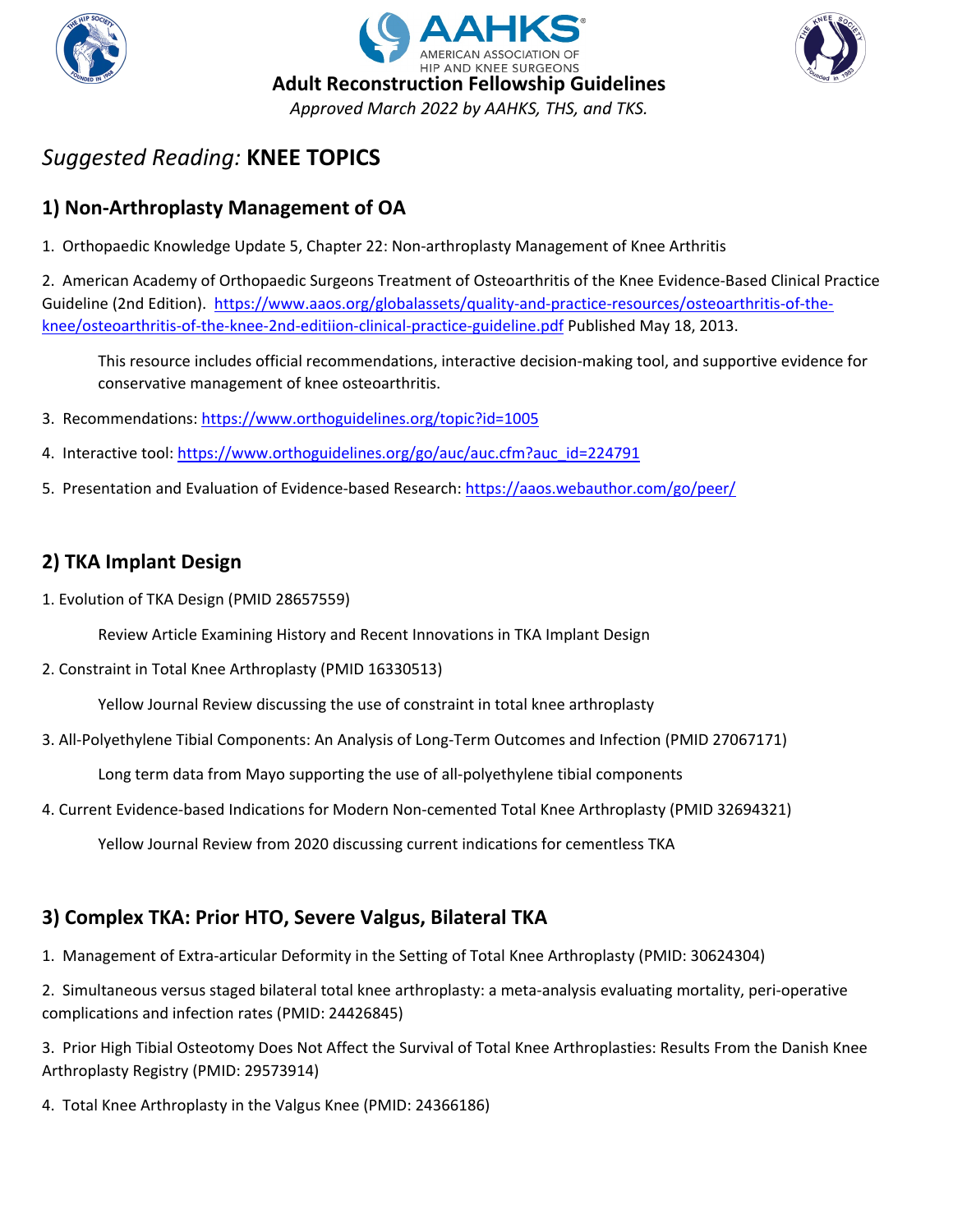AMERICAN ASSOCIATION OF HIP AND KNEE SURGEONS

**Adult Reconstruction Fellowship Guidelines**

*Approved March 2022 by AAHKS, THS, and TKS.*

# *Suggested Reading:* **KNEE TOPICS**

## 1) Non-Arthroplasty Management of OA

1. Orthopaedic Knowledge Update 5, Chapter 22: Non-arthroplasty Management of Knee Arthritis

2. American Academy of Orthopaedic Surgeons Treatment of Osteoarthritis of the Knee Evidence-Based Clinical Practice Guideline (2nd Edition). https://www.aaos.org/globalassets/quality-and-practice-resources/osteoarthritis-of-the-knee/osteoarthritis-of-the-knee-2nd-editiion-clinical-practice-guideline.pdf Published May 18, 2013.

   This resource includes official recommendations, interactive decision-making tool, and supportive evidence for conservative management of knee osteoarthritis.

3. Recommendations: https://www.orthoguidelines.org/topic?id=1005

4. Interactive tool: https://www.orthoguidelines.org/go/auc/auc.cfm?auc_id=224791

5. Presentation and Evaluation of Evidence-based Research: https://aaos.webauthor.com/go/peer/

## 2) TKA Implant Design

1. Evolution of TKA Design (PMID 28657559)

   Review Article Examining History and Recent Innovations in TKA Implant Design

2. Constraint in Total Knee Arthroplasty (PMID 16330513)

   Yellow Journal Review discussing the use of constraint in total knee arthroplasty

3. All-Polyethylene Tibial Components: An Analysis of Long-Term Outcomes and Infection (PMID 27067171)

   Long term data from Mayo supporting the use of all-polyethylene tibial components

4. Current Evidence-based Indications for Modern Non-cemented Total Knee Arthroplasty (PMID 32694321)

   Yellow Journal Review from 2020 discussing current indications for cementless TKA

## 3) Complex TKA: Prior HTO, Severe Valgus, Bilateral TKA

1. Management of Extra-articular Deformity in the Setting of Total Knee Arthroplasty (PMID: 30624304)

2. Simultaneous versus staged bilateral total knee arthroplasty: a meta-analysis evaluating mortality, peri-operative complications and infection rates (PMID: 24426845)

3. Prior High Tibial Osteotomy Does Not Affect the Survival of Total Knee Arthroplasties: Results From the Danish Knee Arthroplasty Registry (PMID: 29573914)

4. Total Knee Arthroplasty in the Valgus Knee (PMID: 24366186)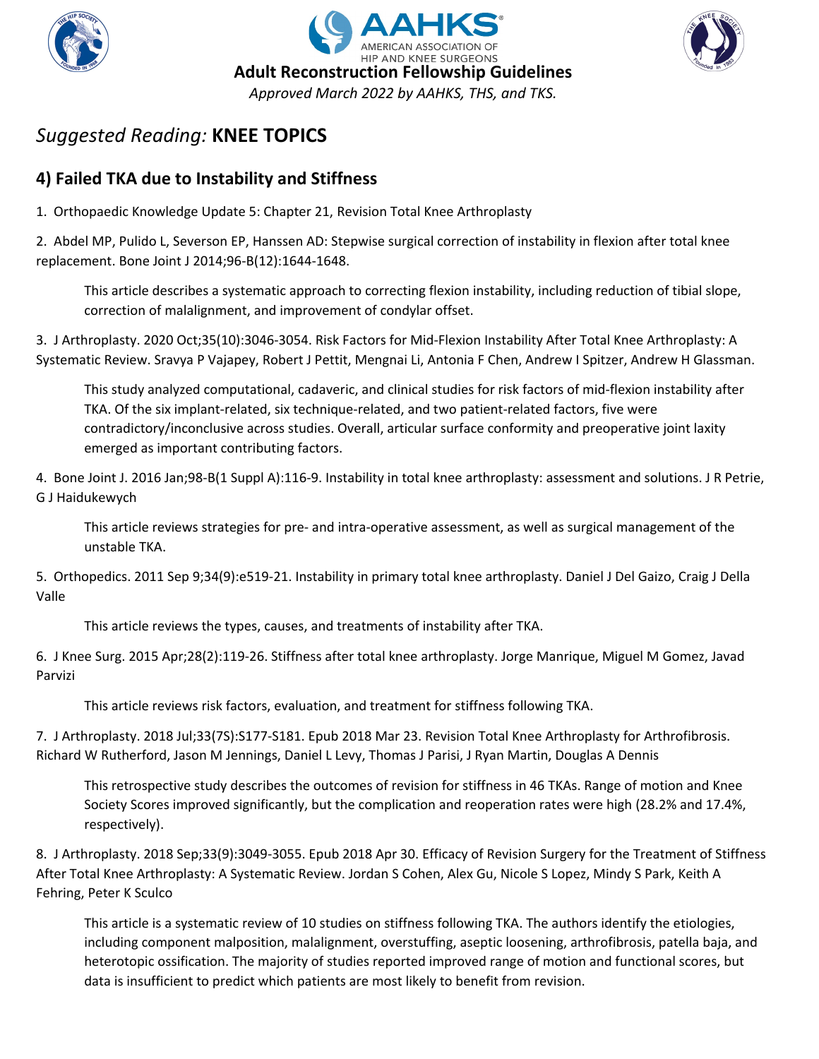# Adult Reconstruction Fellowship Guidelines

*Approved March 2022 by AAHKS, THS, and TKS.*

## *Suggested Reading:* **KNEE TOPICS**

### 4) Failed TKA due to Instability and Stiffness

1. Orthopaedic Knowledge Update 5: Chapter 21, Revision Total Knee Arthroplasty

2. Abdel MP, Pulido L, Severson EP, Hanssen AD: Stepwise surgical correction of instability in flexion after total knee replacement. Bone Joint J 2014;96-B(12):1644-1648.

   This article describes a systematic approach to correcting flexion instability, including reduction of tibial slope, correction of malalignment, and improvement of condylar offset.

3. J Arthroplasty. 2020 Oct;35(10):3046-3054. Risk Factors for Mid-Flexion Instability After Total Knee Arthroplasty: A Systematic Review. Sravya P Vajapey, Robert J Pettit, Mengnai Li, Antonia F Chen, Andrew I Spitzer, Andrew H Glassman.

   This study analyzed computational, cadaveric, and clinical studies for risk factors of mid-flexion instability after TKA. Of the six implant-related, six technique-related, and two patient-related factors, five were contradictory/inconclusive across studies. Overall, articular surface conformity and preoperative joint laxity emerged as important contributing factors.

4. Bone Joint J. 2016 Jan;98-B(1 Suppl A):116-9. Instability in total knee arthroplasty: assessment and solutions. J R Petrie, G J Haidukewych

   This article reviews strategies for pre- and intra-operative assessment, as well as surgical management of the unstable TKA.

5. Orthopedics. 2011 Sep 9;34(9):e519-21. Instability in primary total knee arthroplasty. Daniel J Del Gaizo, Craig J Della Valle

   This article reviews the types, causes, and treatments of instability after TKA.

6. J Knee Surg. 2015 Apr;28(2):119-26. Stiffness after total knee arthroplasty. Jorge Manrique, Miguel M Gomez, Javad Parvizi

   This article reviews risk factors, evaluation, and treatment for stiffness following TKA.

7. J Arthroplasty. 2018 Jul;33(7S):S177-S181. Epub 2018 Mar 23. Revision Total Knee Arthroplasty for Arthrofibrosis. Richard W Rutherford, Jason M Jennings, Daniel L Levy, Thomas J Parisi, J Ryan Martin, Douglas A Dennis

   This retrospective study describes the outcomes of revision for stiffness in 46 TKAs. Range of motion and Knee Society Scores improved significantly, but the complication and reoperation rates were high (28.2% and 17.4%, respectively).

8. J Arthroplasty. 2018 Sep;33(9):3049-3055. Epub 2018 Apr 30. Efficacy of Revision Surgery for the Treatment of Stiffness After Total Knee Arthroplasty: A Systematic Review. Jordan S Cohen, Alex Gu, Nicole S Lopez, Mindy S Park, Keith A Fehring, Peter K Sculco

   This article is a systematic review of 10 studies on stiffness following TKA. The authors identify the etiologies, including component malposition, malalignment, overstuffing, aseptic loosening, arthrofibrosis, patella baja, and heterotopic ossification. The majority of studies reported improved range of motion and functional scores, but data is insufficient to predict which patients are most likely to benefit from revision.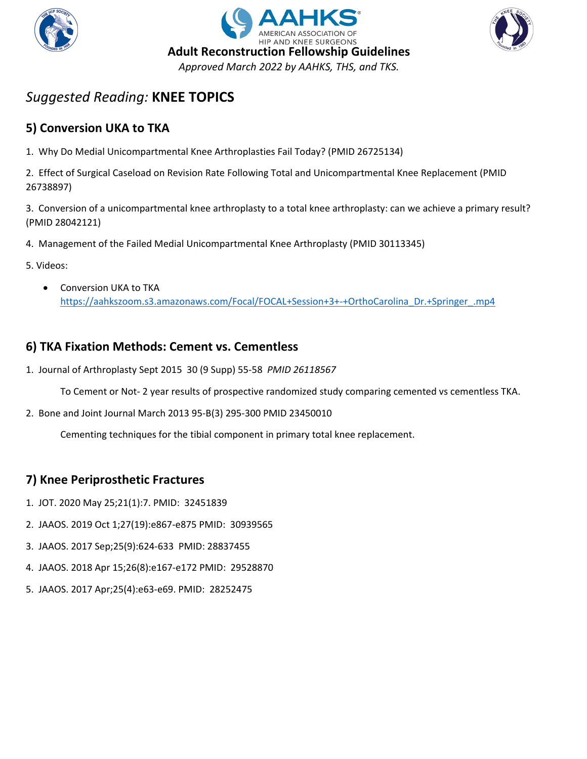## *Suggested Reading:* **KNEE TOPICS**

### 5) Conversion UKA to TKA

1. Why Do Medial Unicompartmental Knee Arthroplasties Fail Today? (PMID 26725134)

2. Effect of Surgical Caseload on Revision Rate Following Total and Unicompartmental Knee Replacement (PMID 26738897)

3. Conversion of a unicompartmental knee arthroplasty to a total knee arthroplasty: can we achieve a primary result? (PMID 28042121)

4. Management of the Failed Medial Unicompartmental Knee Arthroplasty (PMID 30113345)

5. Videos:

- Conversion UKA to TKA
  https://aahkszoom.s3.amazonaws.com/Focal/FOCAL+Session+3+-+OrthoCarolina_Dr.+Springer_.mp4

### 6) TKA Fixation Methods: Cement vs. Cementless

1. Journal of Arthroplasty Sept 2015 30 (9 Supp) 55-58 *PMID 26118567*

   To Cement or Not- 2 year results of prospective randomized study comparing cemented vs cementless TKA.

2. Bone and Joint Journal March 2013 95-B(3) 295-300 PMID 23450010

   Cementing techniques for the tibial component in primary total knee replacement.

### 7) Knee Periprosthetic Fractures

1. JOT. 2020 May 25;21(1):7. PMID: 32451839

2. JAAOS. 2019 Oct 1;27(19):e867-e875 PMID: 30939565

3. JAAOS. 2017 Sep;25(9):624-633 PMID: 28837455

4. JAAOS. 2018 Apr 15;26(8):e167-e172 PMID: 29528870

5. JAAOS. 2017 Apr;25(4):e63-e69. PMID: 28252475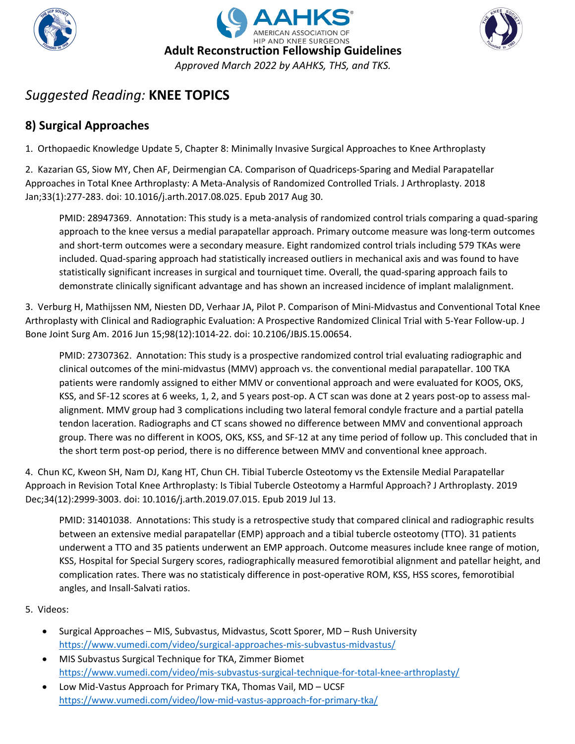## Suggested Reading: KNEE TOPICS

### 8) Surgical Approaches

1. Orthopaedic Knowledge Update 5, Chapter 8: Minimally Invasive Surgical Approaches to Knee Arthroplasty

2. Kazarian GS, Siow MY, Chen AF, Deirmengian CA. Comparison of Quadriceps-Sparing and Medial Parapatellar Approaches in Total Knee Arthroplasty: A Meta-Analysis of Randomized Controlled Trials. J Arthroplasty. 2018 Jan;33(1):277-283. doi: 10.1016/j.arth.2017.08.025. Epub 2017 Aug 30.

   PMID: 28947369. Annotation: This study is a meta-analysis of randomized control trials comparing a quad-sparing approach to the knee versus a medial parapatellar approach. Primary outcome measure was long-term outcomes and short-term outcomes were a secondary measure. Eight randomized control trials including 579 TKAs were included. Quad-sparing approach had statistically increased outliers in mechanical axis and was found to have statistically significant increases in surgical and tourniquet time. Overall, the quad-sparing approach fails to demonstrate clinically significant advantage and has shown an increased incidence of implant malalignment.

3. Verburg H, Mathijssen NM, Niesten DD, Verhaar JA, Pilot P. Comparison of Mini-Midvastus and Conventional Total Knee Arthroplasty with Clinical and Radiographic Evaluation: A Prospective Randomized Clinical Trial with 5-Year Follow-up. J Bone Joint Surg Am. 2016 Jun 15;98(12):1014-22. doi: 10.2106/JBJS.15.00654.

   PMID: 27307362. Annotation: This study is a prospective randomized control trial evaluating radiographic and clinical outcomes of the mini-midvastus (MMV) approach vs. the conventional medial parapatellar. 100 TKA patients were randomly assigned to either MMV or conventional approach and were evaluated for KOOS, OKS, KSS, and SF-12 scores at 6 weeks, 1, 2, and 5 years post-op. A CT scan was done at 2 years post-op to assess mal-alignment. MMV group had 3 complications including two lateral femoral condyle fracture and a partial patella tendon laceration. Radiographs and CT scans showed no difference between MMV and conventional approach group. There was no different in KOOS, OKS, KSS, and SF-12 at any time period of follow up. This concluded that in the short term post-op period, there is no difference between MMV and conventional knee approach.

4. Chun KC, Kweon SH, Nam DJ, Kang HT, Chun CH. Tibial Tubercle Osteotomy vs the Extensile Medial Parapatellar Approach in Revision Total Knee Arthroplasty: Is Tibial Tubercle Osteotomy a Harmful Approach? J Arthroplasty. 2019 Dec;34(12):2999-3003. doi: 10.1016/j.arth.2019.07.015. Epub 2019 Jul 13.

   PMID: 31401038. Annotations: This study is a retrospective study that compared clinical and radiographic results between an extensive medial parapatellar (EMP) approach and a tibial tubercle osteotomy (TTO). 31 patients underwent a TTO and 35 patients underwent an EMP approach. Outcome measures include knee range of motion, KSS, Hospital for Special Surgery scores, radiographically measured femorotibial alignment and patellar height, and complication rates. There was no statisticaly difference in post-operative ROM, KSS, HSS scores, femorotibial angles, and Insall-Salvati ratios.

5. Videos:

   - Surgical Approaches – MIS, Subvastus, Midvastus, Scott Sporer, MD – Rush University
     https://www.vumedi.com/video/surgical-approaches-mis-subvastus-midvastus/
   - MIS Subvastus Surgical Technique for TKA, Zimmer Biomet
     https://www.vumedi.com/video/mis-subvastus-surgical-technique-for-total-knee-arthroplasty/
   - Low Mid-Vastus Approach for Primary TKA, Thomas Vail, MD – UCSF
     https://www.vumedi.com/video/low-mid-vastus-approach-for-primary-tka/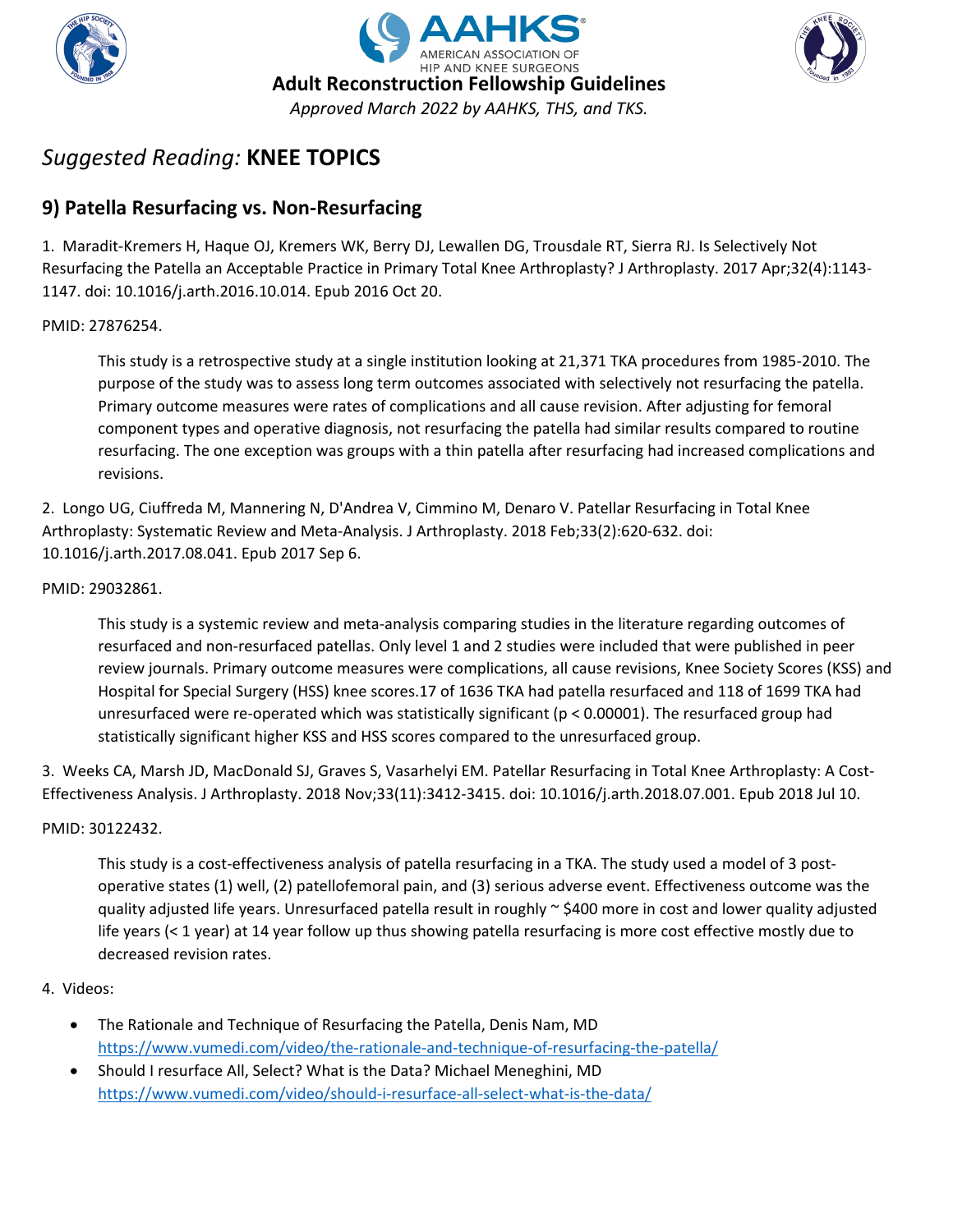# Adult Reconstruction Fellowship Guidelines

*Approved March 2022 by AAHKS, THS, and TKS.*

## *Suggested Reading:* **KNEE TOPICS**

### 9) Patella Resurfacing vs. Non-Resurfacing

1. Maradit-Kremers H, Haque OJ, Kremers WK, Berry DJ, Lewallen DG, Trousdale RT, Sierra RJ. Is Selectively Not Resurfacing the Patella an Acceptable Practice in Primary Total Knee Arthroplasty? J Arthroplasty. 2017 Apr;32(4):1143-1147. doi: 10.1016/j.arth.2016.10.014. Epub 2016 Oct 20.

PMID: 27876254.

> This study is a retrospective study at a single institution looking at 21,371 TKA procedures from 1985-2010. The purpose of the study was to assess long term outcomes associated with selectively not resurfacing the patella. Primary outcome measures were rates of complications and all cause revision. After adjusting for femoral component types and operative diagnosis, not resurfacing the patella had similar results compared to routine resurfacing. The one exception was groups with a thin patella after resurfacing had increased complications and revisions.

2. Longo UG, Ciuffreda M, Mannering N, D'Andrea V, Cimmino M, Denaro V. Patellar Resurfacing in Total Knee Arthroplasty: Systematic Review and Meta-Analysis. J Arthroplasty. 2018 Feb;33(2):620-632. doi: 10.1016/j.arth.2017.08.041. Epub 2017 Sep 6.

PMID: 29032861.

> This study is a systemic review and meta-analysis comparing studies in the literature regarding outcomes of resurfaced and non-resurfaced patellas. Only level 1 and 2 studies were included that were published in peer review journals. Primary outcome measures were complications, all cause revisions, Knee Society Scores (KSS) and Hospital for Special Surgery (HSS) knee scores.17 of 1636 TKA had patella resurfaced and 118 of 1699 TKA had unresurfaced were re-operated which was statistically significant ($p < 0.00001$). The resurfaced group had statistically significant higher KSS and HSS scores compared to the unresurfaced group.

3. Weeks CA, Marsh JD, MacDonald SJ, Graves S, Vasarhelyi EM. Patellar Resurfacing in Total Knee Arthroplasty: A Cost-Effectiveness Analysis. J Arthroplasty. 2018 Nov;33(11):3412-3415. doi: 10.1016/j.arth.2018.07.001. Epub 2018 Jul 10.

PMID: 30122432.

> This study is a cost-effectiveness analysis of patella resurfacing in a TKA. The study used a model of 3 post-operative states (1) well, (2) patellofemoral pain, and (3) serious adverse event. Effectiveness outcome was the quality adjusted life years. Unresurfaced patella result in roughly ~ $400 more in cost and lower quality adjusted life years (< 1 year) at 14 year follow up thus showing patella resurfacing is more cost effective mostly due to decreased revision rates.

4. Videos:

- The Rationale and Technique of Resurfacing the Patella, Denis Nam, MD
  https://www.vumedi.com/video/the-rationale-and-technique-of-resurfacing-the-patella/
- Should I resurface All, Select? What is the Data? Michael Meneghini, MD
  https://www.vumedi.com/video/should-i-resurface-all-select-what-is-the-data/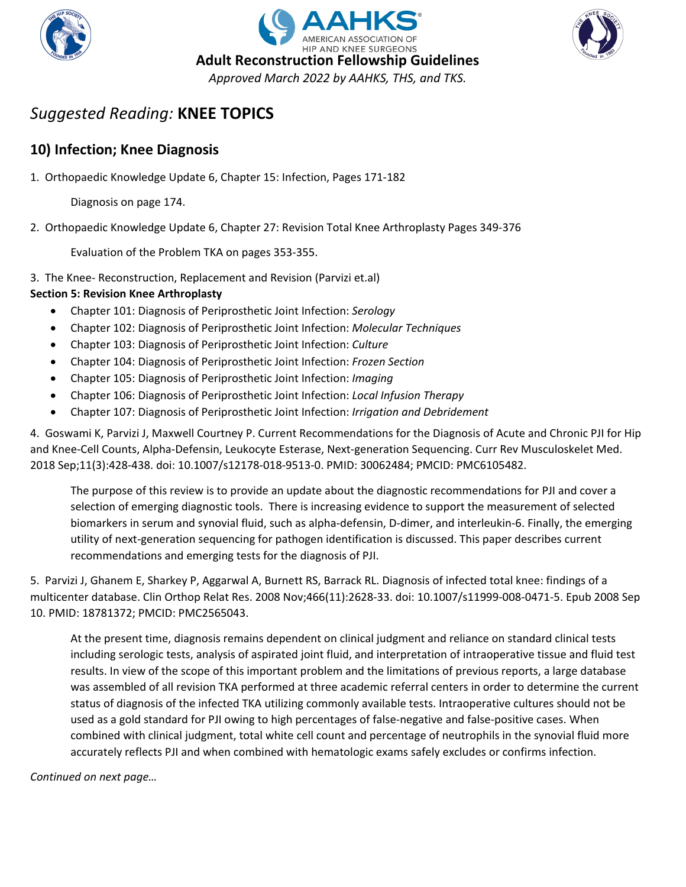# *Suggested Reading:* KNEE TOPICS

## 10) Infection; Knee Diagnosis

1. Orthopaedic Knowledge Update 6, Chapter 15: Infection, Pages 171-182

   Diagnosis on page 174.

2. Orthopaedic Knowledge Update 6, Chapter 27: Revision Total Knee Arthroplasty Pages 349-376

   Evaluation of the Problem TKA on pages 353-355.

3. The Knee- Reconstruction, Replacement and Revision (Parvizi et.al)

**Section 5: Revision Knee Arthroplasty**

- Chapter 101: Diagnosis of Periprosthetic Joint Infection: *Serology*
- Chapter 102: Diagnosis of Periprosthetic Joint Infection: *Molecular Techniques*
- Chapter 103: Diagnosis of Periprosthetic Joint Infection: *Culture*
- Chapter 104: Diagnosis of Periprosthetic Joint Infection: *Frozen Section*
- Chapter 105: Diagnosis of Periprosthetic Joint Infection: *Imaging*
- Chapter 106: Diagnosis of Periprosthetic Joint Infection: *Local Infusion Therapy*
- Chapter 107: Diagnosis of Periprosthetic Joint Infection: *Irrigation and Debridement*

4. Goswami K, Parvizi J, Maxwell Courtney P. Current Recommendations for the Diagnosis of Acute and Chronic PJI for Hip and Knee-Cell Counts, Alpha-Defensin, Leukocyte Esterase, Next-generation Sequencing. Curr Rev Musculoskelet Med. 2018 Sep;11(3):428-438. doi: 10.1007/s12178-018-9513-0. PMID: 30062484; PMCID: PMC6105482.

   The purpose of this review is to provide an update about the diagnostic recommendations for PJI and cover a selection of emerging diagnostic tools. There is increasing evidence to support the measurement of selected biomarkers in serum and synovial fluid, such as alpha-defensin, D-dimer, and interleukin-6. Finally, the emerging utility of next-generation sequencing for pathogen identification is discussed. This paper describes current recommendations and emerging tests for the diagnosis of PJI.

5. Parvizi J, Ghanem E, Sharkey P, Aggarwal A, Burnett RS, Barrack RL. Diagnosis of infected total knee: findings of a multicenter database. Clin Orthop Relat Res. 2008 Nov;466(11):2628-33. doi: 10.1007/s11999-008-0471-5. Epub 2008 Sep 10. PMID: 18781372; PMCID: PMC2565043.

   At the present time, diagnosis remains dependent on clinical judgment and reliance on standard clinical tests including serologic tests, analysis of aspirated joint fluid, and interpretation of intraoperative tissue and fluid test results. In view of the scope of this important problem and the limitations of previous reports, a large database was assembled of all revision TKA performed at three academic referral centers in order to determine the current status of diagnosis of the infected TKA utilizing commonly available tests. Intraoperative cultures should not be used as a gold standard for PJI owing to high percentages of false-negative and false-positive cases. When combined with clinical judgment, total white cell count and percentage of neutrophils in the synovial fluid more accurately reflects PJI and when combined with hematologic exams safely excludes or confirms infection.

*Continued on next page…*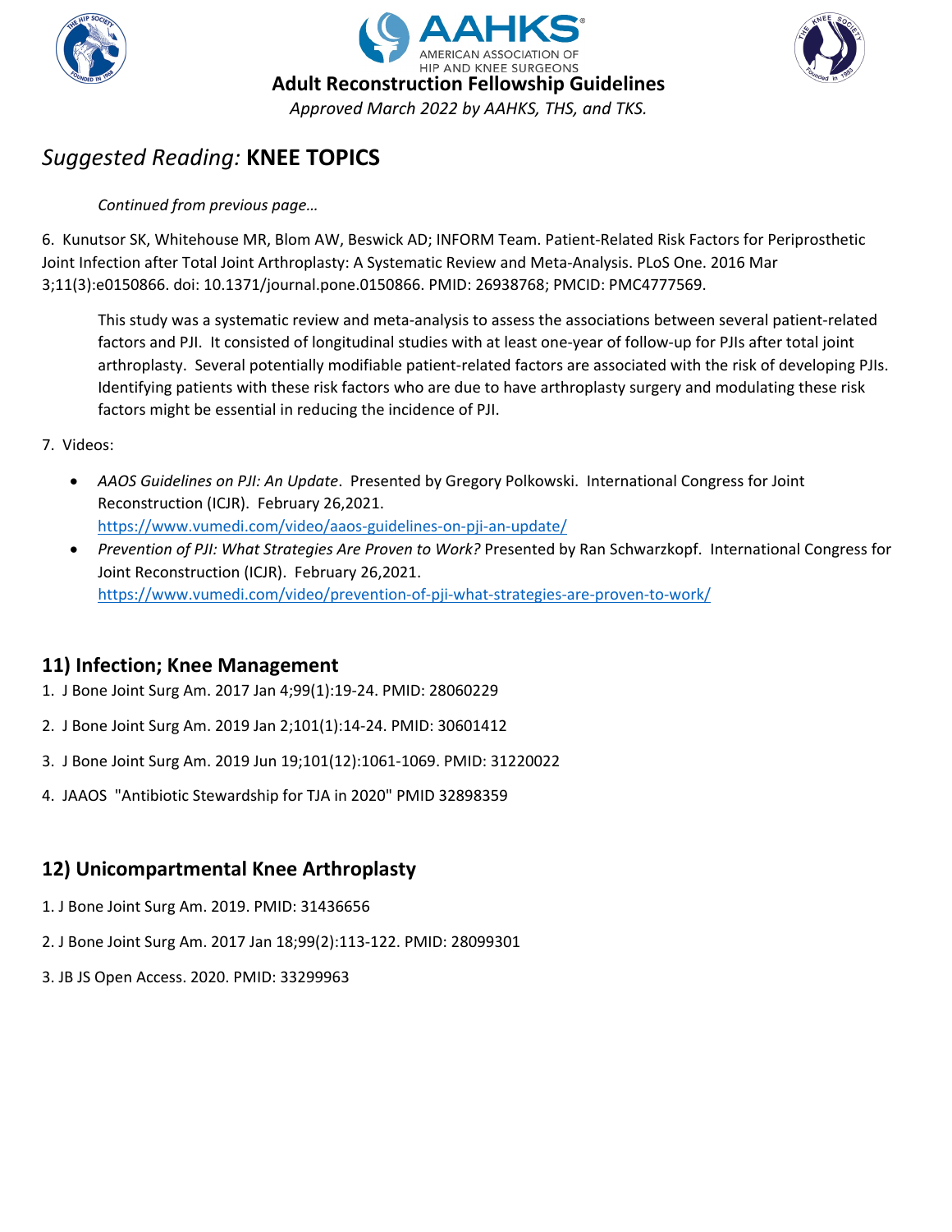## *Suggested Reading:* **KNEE TOPICS**

*Continued from previous page…*

6. Kunutsor SK, Whitehouse MR, Blom AW, Beswick AD; INFORM Team. Patient-Related Risk Factors for Periprosthetic Joint Infection after Total Joint Arthroplasty: A Systematic Review and Meta-Analysis. PLoS One. 2016 Mar 3;11(3):e0150866. doi: 10.1371/journal.pone.0150866. PMID: 26938768; PMCID: PMC4777569.

   This study was a systematic review and meta-analysis to assess the associations between several patient-related factors and PJI. It consisted of longitudinal studies with at least one-year of follow-up for PJIs after total joint arthroplasty. Several potentially modifiable patient-related factors are associated with the risk of developing PJIs. Identifying patients with these risk factors who are due to have arthroplasty surgery and modulating these risk factors might be essential in reducing the incidence of PJI.

7. Videos:

   - *AAOS Guidelines on PJI: An Update*. Presented by Gregory Polkowski. International Congress for Joint Reconstruction (ICJR). February 26,2021. https://www.vumedi.com/video/aaos-guidelines-on-pji-an-update/
   - *Prevention of PJI: What Strategies Are Proven to Work?* Presented by Ran Schwarzkopf. International Congress for Joint Reconstruction (ICJR). February 26,2021. https://www.vumedi.com/video/prevention-of-pji-what-strategies-are-proven-to-work/

### 11) Infection; Knee Management

1. J Bone Joint Surg Am. 2017 Jan 4;99(1):19-24. PMID: 28060229
2. J Bone Joint Surg Am. 2019 Jan 2;101(1):14-24. PMID: 30601412
3. J Bone Joint Surg Am. 2019 Jun 19;101(12):1061-1069. PMID: 31220022
4. JAAOS "Antibiotic Stewardship for TJA in 2020" PMID 32898359

### 12) Unicompartmental Knee Arthroplasty

1. J Bone Joint Surg Am. 2019. PMID: 31436656
2. J Bone Joint Surg Am. 2017 Jan 18;99(2):113-122. PMID: 28099301
3. JB JS Open Access. 2020. PMID: 33299963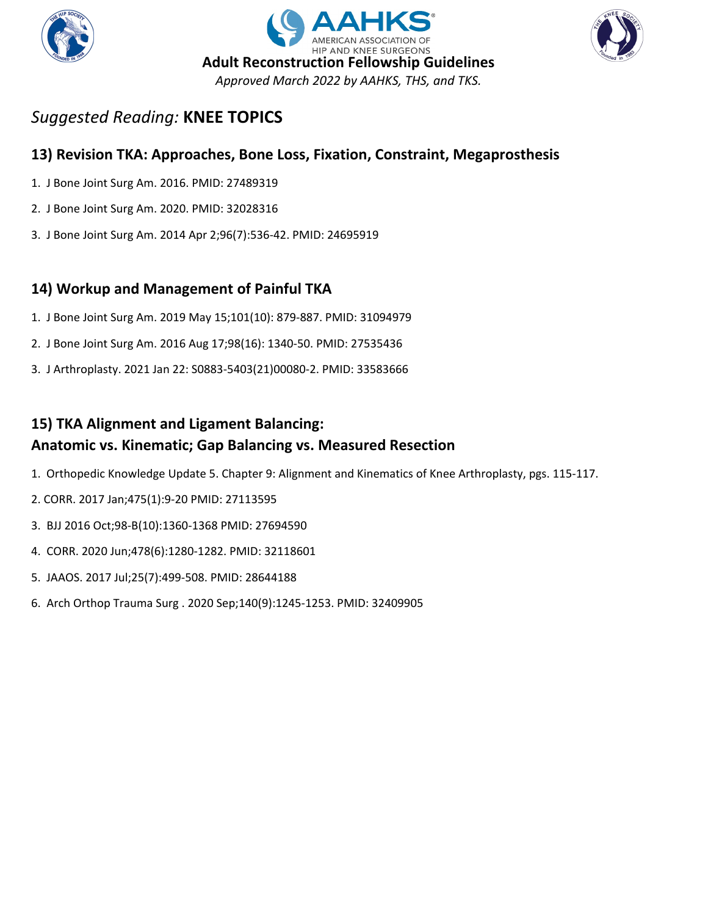# Suggested Reading: KNEE TOPICS

## 13) Revision TKA: Approaches, Bone Loss, Fixation, Constraint, Megaprosthesis

1. J Bone Joint Surg Am. 2016. PMID: 27489319
2. J Bone Joint Surg Am. 2020. PMID: 32028316
3. J Bone Joint Surg Am. 2014 Apr 2;96(7):536-42. PMID: 24695919

## 14) Workup and Management of Painful TKA

1. J Bone Joint Surg Am. 2019 May 15;101(10): 879-887. PMID: 31094979
2. J Bone Joint Surg Am. 2016 Aug 17;98(16): 1340-50. PMID: 27535436
3. J Arthroplasty. 2021 Jan 22: S0883-5403(21)00080-2. PMID: 33583666

## 15) TKA Alignment and Ligament Balancing: Anatomic vs. Kinematic; Gap Balancing vs. Measured Resection

1. Orthopedic Knowledge Update 5. Chapter 9: Alignment and Kinematics of Knee Arthroplasty, pgs. 115-117.
2. CORR. 2017 Jan;475(1):9-20 PMID: 27113595
3. BJJ 2016 Oct;98-B(10):1360-1368 PMID: 27694590
4. CORR. 2020 Jun;478(6):1280-1282. PMID: 32118601
5. JAAOS. 2017 Jul;25(7):499-508. PMID: 28644188
6. Arch Orthop Trauma Surg . 2020 Sep;140(9):1245-1253. PMID: 32409905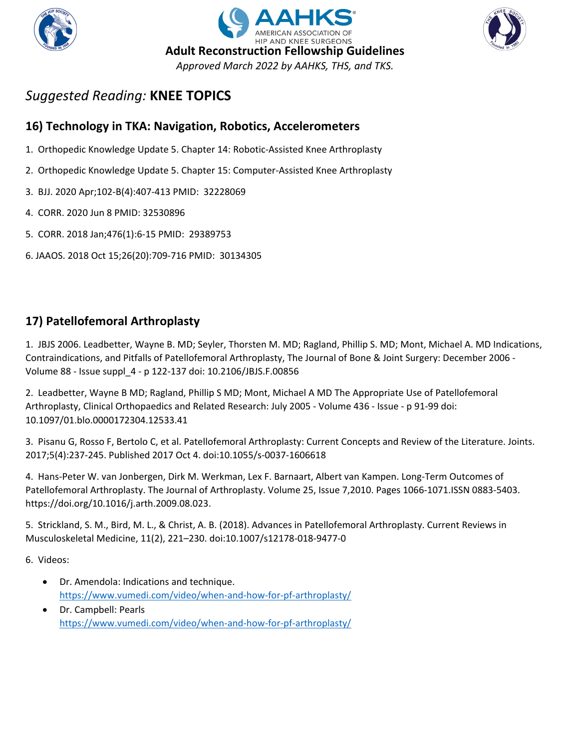# Adult Reconstruction Fellowship Guidelines

*Approved March 2022 by AAHKS, THS, and TKS.*

## *Suggested Reading:* **KNEE TOPICS**

### 16) Technology in TKA: Navigation, Robotics, Accelerometers

1. Orthopedic Knowledge Update 5. Chapter 14: Robotic-Assisted Knee Arthroplasty
2. Orthopedic Knowledge Update 5. Chapter 15: Computer-Assisted Knee Arthroplasty
3. BJJ. 2020 Apr;102-B(4):407-413 PMID: 32228069
4. CORR. 2020 Jun 8 PMID: 32530896
5. CORR. 2018 Jan;476(1):6-15 PMID: 29389753
6. JAAOS. 2018 Oct 15;26(20):709-716 PMID: 30134305

### 17) Patellofemoral Arthroplasty

1. JBJS 2006. Leadbetter, Wayne B. MD; Seyler, Thorsten M. MD; Ragland, Phillip S. MD; Mont, Michael A. MD Indications, Contraindications, and Pitfalls of Patellofemoral Arthroplasty, The Journal of Bone & Joint Surgery: December 2006 - Volume 88 - Issue suppl_4 - p 122-137 doi: 10.2106/JBJS.F.00856
2. Leadbetter, Wayne B MD; Ragland, Phillip S MD; Mont, Michael A MD The Appropriate Use of Patellofemoral Arthroplasty, Clinical Orthopaedics and Related Research: July 2005 - Volume 436 - Issue - p 91-99 doi: 10.1097/01.blo.0000172304.12533.41
3. Pisanu G, Rosso F, Bertolo C, et al. Patellofemoral Arthroplasty: Current Concepts and Review of the Literature. Joints. 2017;5(4):237-245. Published 2017 Oct 4. doi:10.1055/s-0037-1606618
4. Hans-Peter W. van Jonbergen, Dirk M. Werkman, Lex F. Barnaart, Albert van Kampen. Long-Term Outcomes of Patellofemoral Arthroplasty. The Journal of Arthroplasty. Volume 25, Issue 7,2010. Pages 1066-1071.ISSN 0883-5403. https://doi.org/10.1016/j.arth.2009.08.023.
5. Strickland, S. M., Bird, M. L., & Christ, A. B. (2018). Advances in Patellofemoral Arthroplasty. Current Reviews in Musculoskeletal Medicine, 11(2), 221–230. doi:10.1007/s12178-018-9477-0
6. Videos:
   - Dr. Amendola: Indications and technique. https://www.vumedi.com/video/when-and-how-for-pf-arthroplasty/
   - Dr. Campbell: Pearls https://www.vumedi.com/video/when-and-how-for-pf-arthroplasty/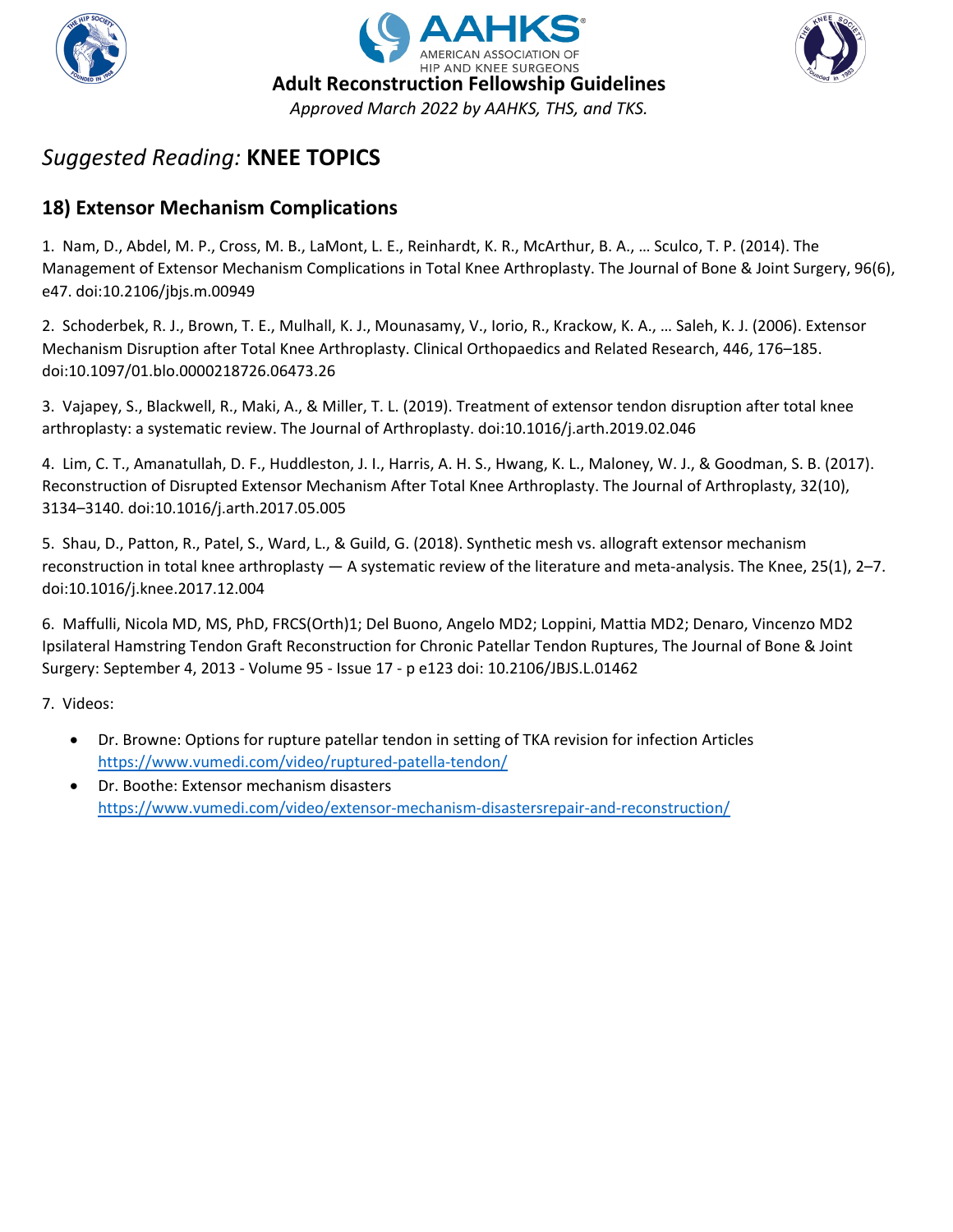# Adult Reconstruction Fellowship Guidelines

*Approved March 2022 by AAHKS, THS, and TKS.*

## *Suggested Reading:* **KNEE TOPICS**

### 18) Extensor Mechanism Complications

1. Nam, D., Abdel, M. P., Cross, M. B., LaMont, L. E., Reinhardt, K. R., McArthur, B. A., … Sculco, T. P. (2014). The Management of Extensor Mechanism Complications in Total Knee Arthroplasty. The Journal of Bone & Joint Surgery, 96(6), e47. doi:10.2106/jbjs.m.00949

2. Schoderbek, R. J., Brown, T. E., Mulhall, K. J., Mounasamy, V., Iorio, R., Krackow, K. A., … Saleh, K. J. (2006). Extensor Mechanism Disruption after Total Knee Arthroplasty. Clinical Orthopaedics and Related Research, 446, 176–185. doi:10.1097/01.blo.0000218726.06473.26

3. Vajapey, S., Blackwell, R., Maki, A., & Miller, T. L. (2019). Treatment of extensor tendon disruption after total knee arthroplasty: a systematic review. The Journal of Arthroplasty. doi:10.1016/j.arth.2019.02.046

4. Lim, C. T., Amanatullah, D. F., Huddleston, J. I., Harris, A. H. S., Hwang, K. L., Maloney, W. J., & Goodman, S. B. (2017). Reconstruction of Disrupted Extensor Mechanism After Total Knee Arthroplasty. The Journal of Arthroplasty, 32(10), 3134–3140. doi:10.1016/j.arth.2017.05.005

5. Shau, D., Patton, R., Patel, S., Ward, L., & Guild, G. (2018). Synthetic mesh vs. allograft extensor mechanism reconstruction in total knee arthroplasty — A systematic review of the literature and meta-analysis. The Knee, 25(1), 2–7. doi:10.1016/j.knee.2017.12.004

6. Maffulli, Nicola MD, MS, PhD, FRCS(Orth)1; Del Buono, Angelo MD2; Loppini, Mattia MD2; Denaro, Vincenzo MD2 Ipsilateral Hamstring Tendon Graft Reconstruction for Chronic Patellar Tendon Ruptures, The Journal of Bone & Joint Surgery: September 4, 2013 - Volume 95 - Issue 17 - p e123 doi: 10.2106/JBJS.L.01462

7. Videos:
   - Dr. Browne: Options for rupture patellar tendon in setting of TKA revision for infection Articles https://www.vumedi.com/video/ruptured-patella-tendon/
   - Dr. Boothe: Extensor mechanism disasters https://www.vumedi.com/video/extensor-mechanism-disastersrepair-and-reconstruction/